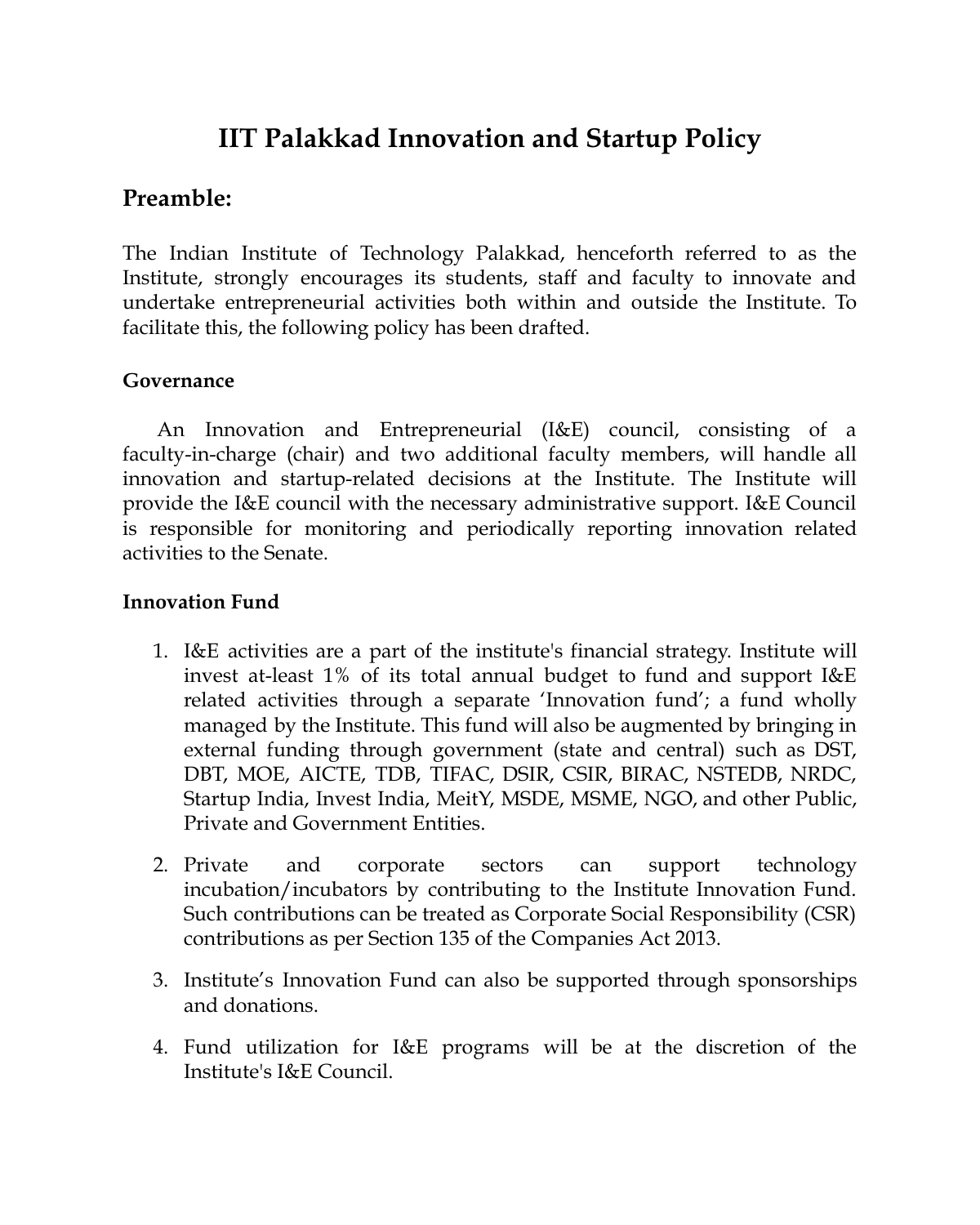# IIT Palakkad Innovation and Startup Policy

## Preamble:

The Indian Institute of Technology Palakkad, henceforth referred to as the Institute, strongly encourages its students, staff and faculty to innovate and undertake entrepreneurial activities both within and outside the Institute. To facilitate this, the following policy has been drafted.

### Governance

An Innovation and Entrepreneurial (I&E) council, consisting of a faculty-in-charge (chair) and two additional faculty members, will handle all innovation and startup-related decisions at the Institute. The Institute will provide the I&E council with the necessary administrative support. I&E Council is responsible for monitoring and periodically reporting innovation related activities to the Senate.

### Innovation Fund

1. I&E activities are a part of the institute's financial strategy. Institute will invest at-least 1% of its total annual budget to fund and support I&E related activities through a separate 'Innovation fund'; a fund wholly managed by the Institute. This fund will also be augmented by bringing in external funding through government (state and central) such as DST, DBT, MOE, AICTE, TDB, TIFAC, DSIR, CSIR, BIRAC, NSTEDB, NRDC, Startup India, Invest India, MeitY, MSDE, MSME, NGO, and other Public, Private and Government Entities.

2. Private and corporate sectors can support technology incubation/incubators by contributing to the Institute Innovation Fund. Such contributions can be treated as Corporate Social Responsibility (CSR) contributions as per Section 135 of the Companies Act 2013.

3. Institute's Innovation Fund can also be supported through sponsorships and donations.

4. Fund utilization for I&E programs will be at the discretion of the Institute's I&E Council.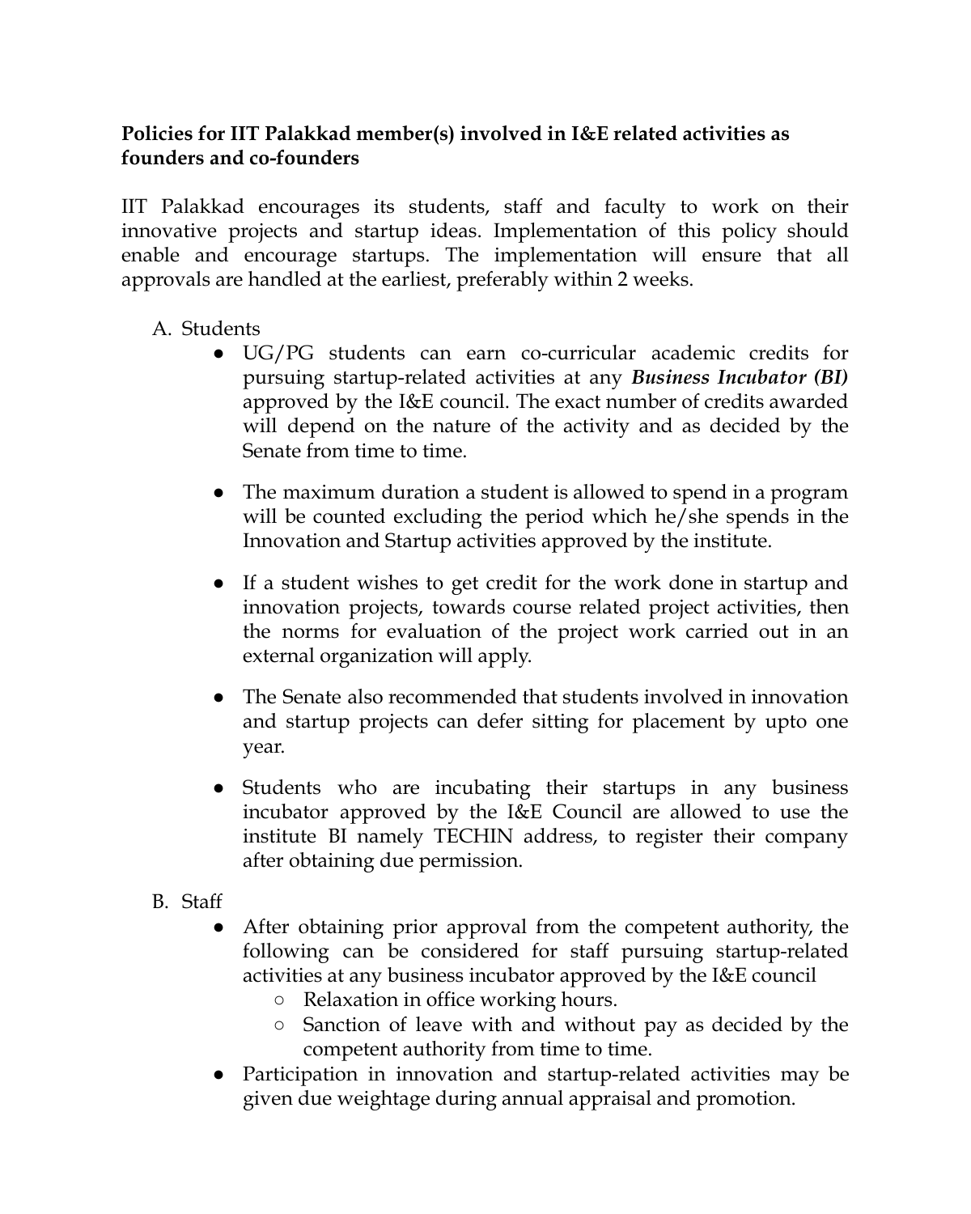**Policies for IIT Palakkad member(s) involved in I&E related activities as founders and co-founders**

IIT Palakkad encourages its students, staff and faculty to work on their innovative projects and startup ideas. Implementation of this policy should enable and encourage startups. The implementation will ensure that all approvals are handled at the earliest, preferably within 2 weeks.

A. Students
   - UG/PG students can earn co-curricular academic credits for pursuing startup-related activities at any ***Business Incubator (BI)*** approved by the I&E council. The exact number of credits awarded will depend on the nature of the activity and as decided by the Senate from time to time.
   - The maximum duration a student is allowed to spend in a program will be counted excluding the period which he/she spends in the Innovation and Startup activities approved by the institute.
   - If a student wishes to get credit for the work done in startup and innovation projects, towards course related project activities, then the norms for evaluation of the project work carried out in an external organization will apply.
   - The Senate also recommended that students involved in innovation and startup projects can defer sitting for placement by upto one year.
   - Students who are incubating their startups in any business incubator approved by the I&E Council are allowed to use the institute BI namely TECHIN address, to register their company after obtaining due permission.

B. Staff
   - After obtaining prior approval from the competent authority, the following can be considered for staff pursuing startup-related activities at any business incubator approved by the I&E council
     - Relaxation in office working hours.
     - Sanction of leave with and without pay as decided by the competent authority from time to time.
   - Participation in innovation and startup-related activities may be given due weightage during annual appraisal and promotion.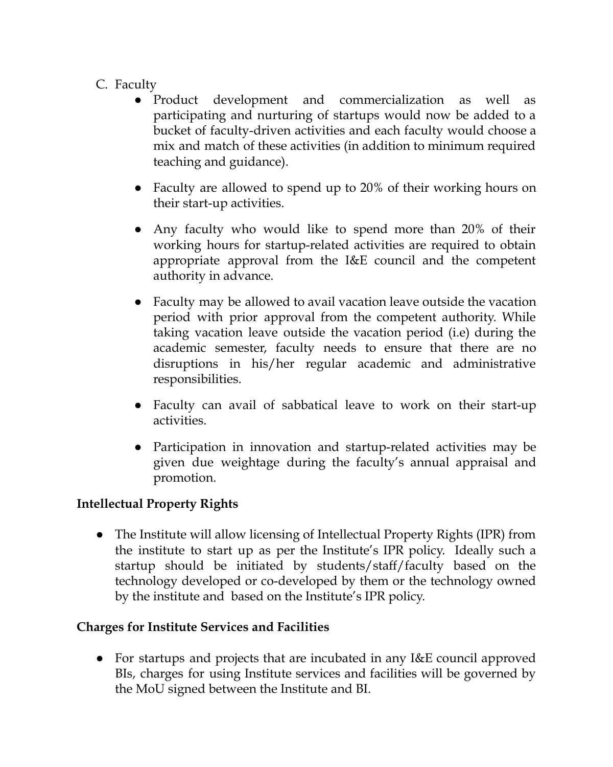C. Faculty

- Product development and commercialization as well as participating and nurturing of startups would now be added to a bucket of faculty-driven activities and each faculty would choose a mix and match of these activities (in addition to minimum required teaching and guidance).
- Faculty are allowed to spend up to 20% of their working hours on their start-up activities.
- Any faculty who would like to spend more than 20% of their working hours for startup-related activities are required to obtain appropriate approval from the I&E council and the competent authority in advance.
- Faculty may be allowed to avail vacation leave outside the vacation period with prior approval from the competent authority. While taking vacation leave outside the vacation period (i.e) during the academic semester, faculty needs to ensure that there are no disruptions in his/her regular academic and administrative responsibilities.
- Faculty can avail of sabbatical leave to work on their start-up activities.
- Participation in innovation and startup-related activities may be given due weightage during the faculty's annual appraisal and promotion.

**Intellectual Property Rights**

- The Institute will allow licensing of Intellectual Property Rights (IPR) from the institute to start up as per the Institute's IPR policy. Ideally such a startup should be initiated by students/staff/faculty based on the technology developed or co-developed by them or the technology owned by the institute and based on the Institute's IPR policy.

**Charges for Institute Services and Facilities**

- For startups and projects that are incubated in any I&E council approved BIs, charges for using Institute services and facilities will be governed by the MoU signed between the Institute and BI.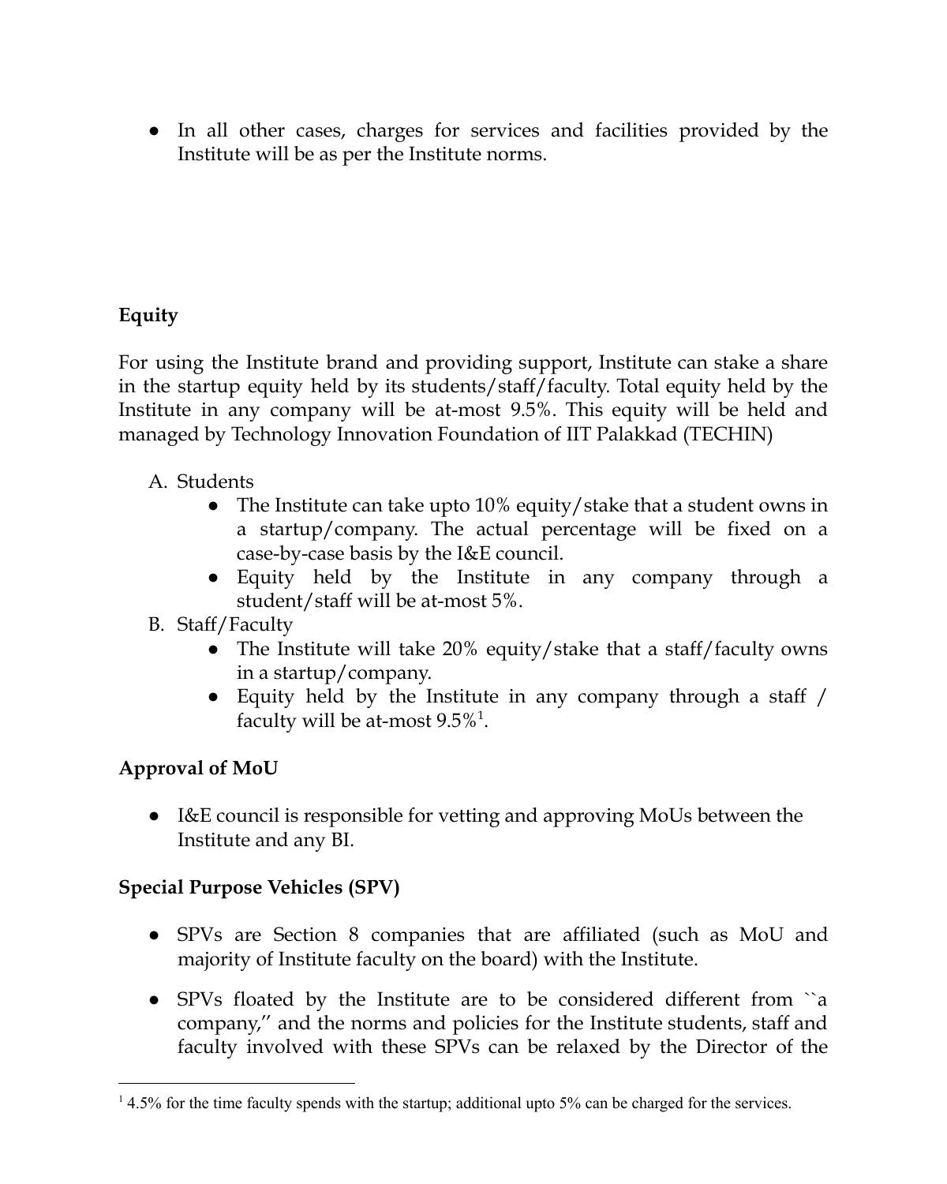- In all other cases, charges for services and facilities provided by the Institute will be as per the Institute norms.

**Equity**

For using the Institute brand and providing support, Institute can stake a share in the startup equity held by its students/staff/faculty. Total equity held by the Institute in any company will be at-most 9.5%. This equity will be held and managed by Technology Innovation Foundation of IIT Palakkad (TECHIN)

A. Students
   - The Institute can take upto 10% equity/stake that a student owns in a startup/company. The actual percentage will be fixed on a case-by-case basis by the I&E council.
   - Equity held by the Institute in any company through a student/staff will be at-most 5%.
B. Staff/Faculty
   - The Institute will take 20% equity/stake that a staff/faculty owns in a startup/company.
   - Equity held by the Institute in any company through a staff / faculty will be at-most 9.5%[1].

**Approval of MoU**

- I&E council is responsible for vetting and approving MoUs between the Institute and any BI.

**Special Purpose Vehicles (SPV)**

- SPVs are Section 8 companies that are affiliated (such as MoU and majority of Institute faculty on the board) with the Institute.
- SPVs floated by the Institute are to be considered different from ``a company,'' and the norms and policies for the Institute students, staff and faculty involved with these SPVs can be relaxed by the Director of the

[1] 4.5% for the time faculty spends with the startup; additional upto 5% can be charged for the services.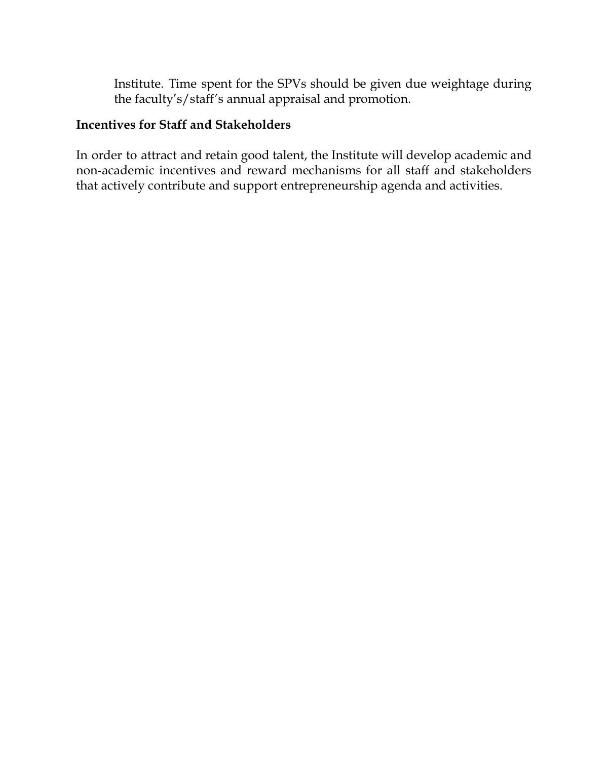Institute. Time spent for the SPVs should be given due weightage during the faculty's/staff's annual appraisal and promotion.

**Incentives for Staff and Stakeholders**

In order to attract and retain good talent, the Institute will develop academic and non-academic incentives and reward mechanisms for all staff and stakeholders that actively contribute and support entrepreneurship agenda and activities.